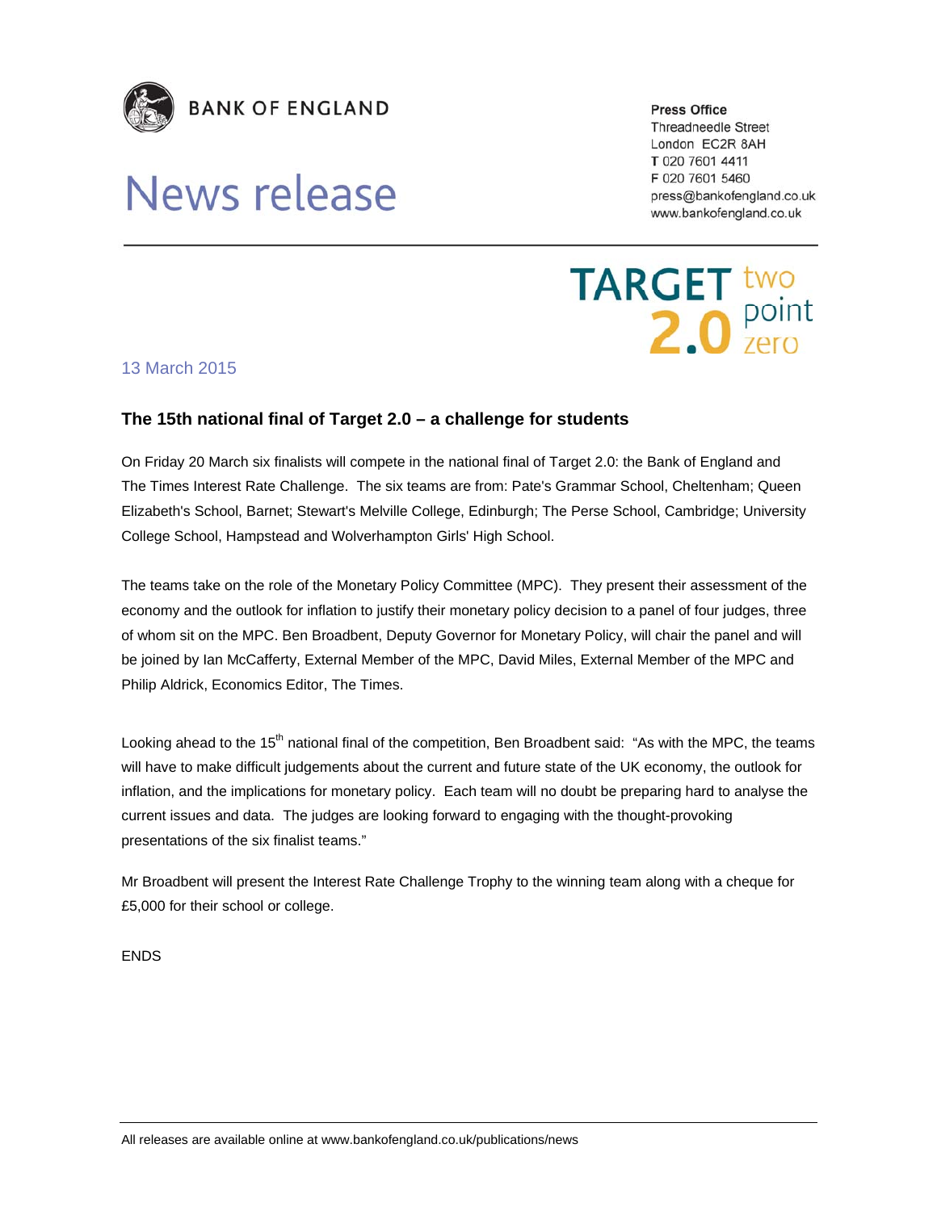**BANK OF ENGLAND**

# News release

**Press Office**
Threadneedle Street
London EC2R 8AH
T 020 7601 4411
F 020 7601 5460
press@bankofengland.co.uk
www.bankofengland.co.uk

TARGET 2.0 two point zero

13 March 2015

## The 15th national final of Target 2.0 – a challenge for students

On Friday 20 March six finalists will compete in the national final of Target 2.0: the Bank of England and The Times Interest Rate Challenge. The six teams are from: Pate's Grammar School, Cheltenham; Queen Elizabeth's School, Barnet; Stewart's Melville College, Edinburgh; The Perse School, Cambridge; University College School, Hampstead and Wolverhampton Girls' High School.

The teams take on the role of the Monetary Policy Committee (MPC). They present their assessment of the economy and the outlook for inflation to justify their monetary policy decision to a panel of four judges, three of whom sit on the MPC. Ben Broadbent, Deputy Governor for Monetary Policy, will chair the panel and will be joined by Ian McCafferty, External Member of the MPC, David Miles, External Member of the MPC and Philip Aldrick, Economics Editor, The Times.

Looking ahead to the 15th national final of the competition, Ben Broadbent said: "As with the MPC, the teams will have to make difficult judgements about the current and future state of the UK economy, the outlook for inflation, and the implications for monetary policy. Each team will no doubt be preparing hard to analyse the current issues and data. The judges are looking forward to engaging with the thought-provoking presentations of the six finalist teams."

Mr Broadbent will present the Interest Rate Challenge Trophy to the winning team along with a cheque for £5,000 for their school or college.

ENDS

All releases are available online at www.bankofengland.co.uk/publications/news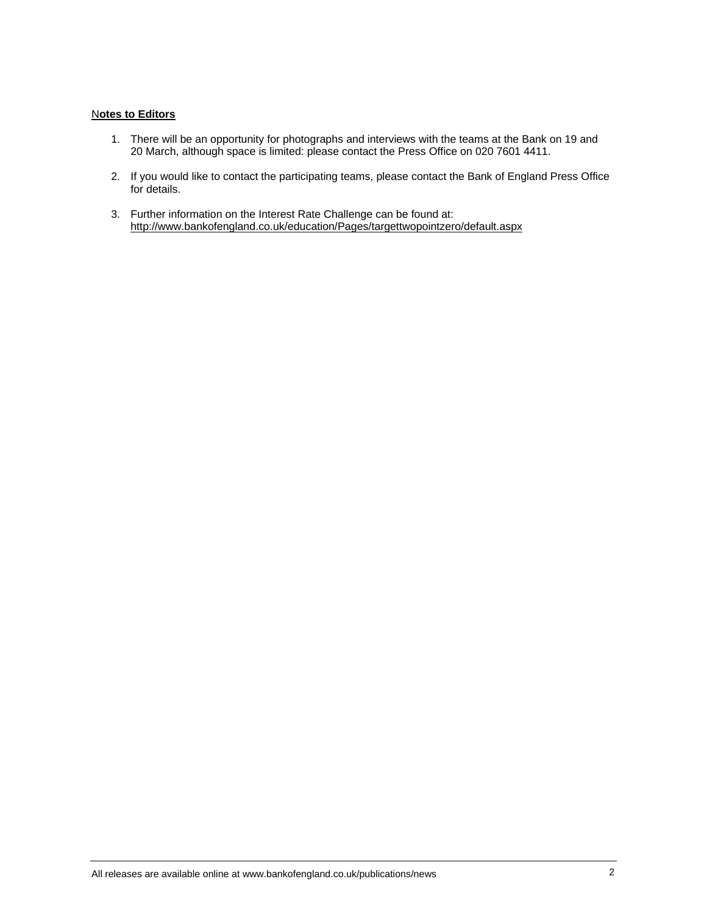**Notes to Editors**

1. There will be an opportunity for photographs and interviews with the teams at the Bank on 19 and 20 March, although space is limited: please contact the Press Office on 020 7601 4411.

2. If you would like to contact the participating teams, please contact the Bank of England Press Office for details.

3. Further information on the Interest Rate Challenge can be found at: http://www.bankofengland.co.uk/education/Pages/targettwopointzero/default.aspx